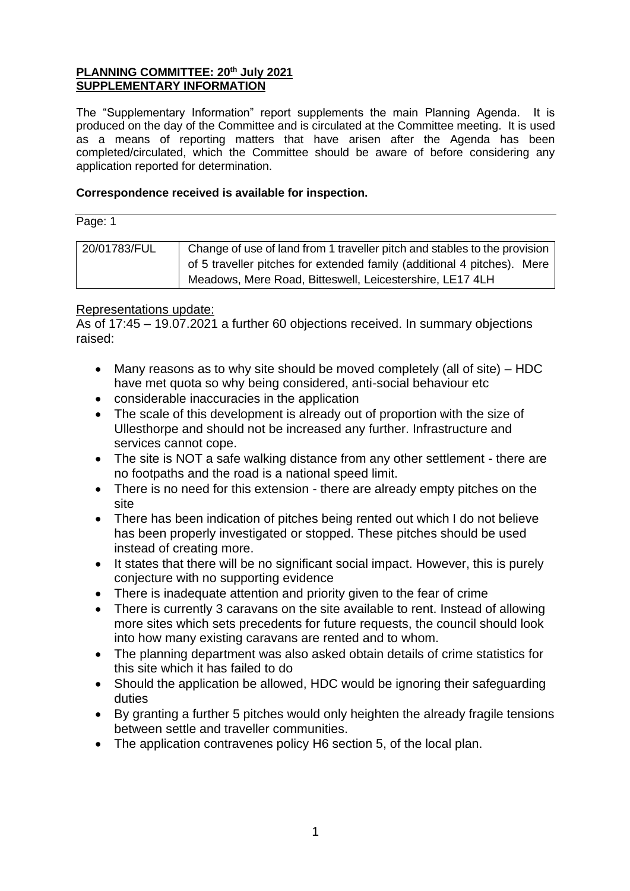**PLANNING COMMITTEE: 20th July 2021**
**SUPPLEMENTARY INFORMATION**

The "Supplementary Information" report supplements the main Planning Agenda. It is produced on the day of the Committee and is circulated at the Committee meeting. It is used as a means of reporting matters that have arisen after the Agenda has been completed/circulated, which the Committee should be aware of before considering any application reported for determination.

**Correspondence received is available for inspection.**

Page: 1

| 20/01783/FUL | Change of use of land from 1 traveller pitch and stables to the provision of 5 traveller pitches for extended family (additional 4 pitches). Mere Meadows, Mere Road, Bitteswell, Leicestershire, LE17 4LH |
|---|---|

Representations update:

As of 17:45 – 19.07.2021 a further 60 objections received. In summary objections raised:

- Many reasons as to why site should be moved completely (all of site) – HDC have met quota so why being considered, anti-social behaviour etc
- considerable inaccuracies in the application
- The scale of this development is already out of proportion with the size of Ullesthorpe and should not be increased any further. Infrastructure and services cannot cope.
- The site is NOT a safe walking distance from any other settlement - there are no footpaths and the road is a national speed limit.
- There is no need for this extension - there are already empty pitches on the site
- There has been indication of pitches being rented out which I do not believe has been properly investigated or stopped. These pitches should be used instead of creating more.
- It states that there will be no significant social impact. However, this is purely conjecture with no supporting evidence
- There is inadequate attention and priority given to the fear of crime
- There is currently 3 caravans on the site available to rent. Instead of allowing more sites which sets precedents for future requests, the council should look into how many existing caravans are rented and to whom.
- The planning department was also asked obtain details of crime statistics for this site which it has failed to do
- Should the application be allowed, HDC would be ignoring their safeguarding duties
- By granting a further 5 pitches would only heighten the already fragile tensions between settle and traveller communities.
- The application contravenes policy H6 section 5, of the local plan.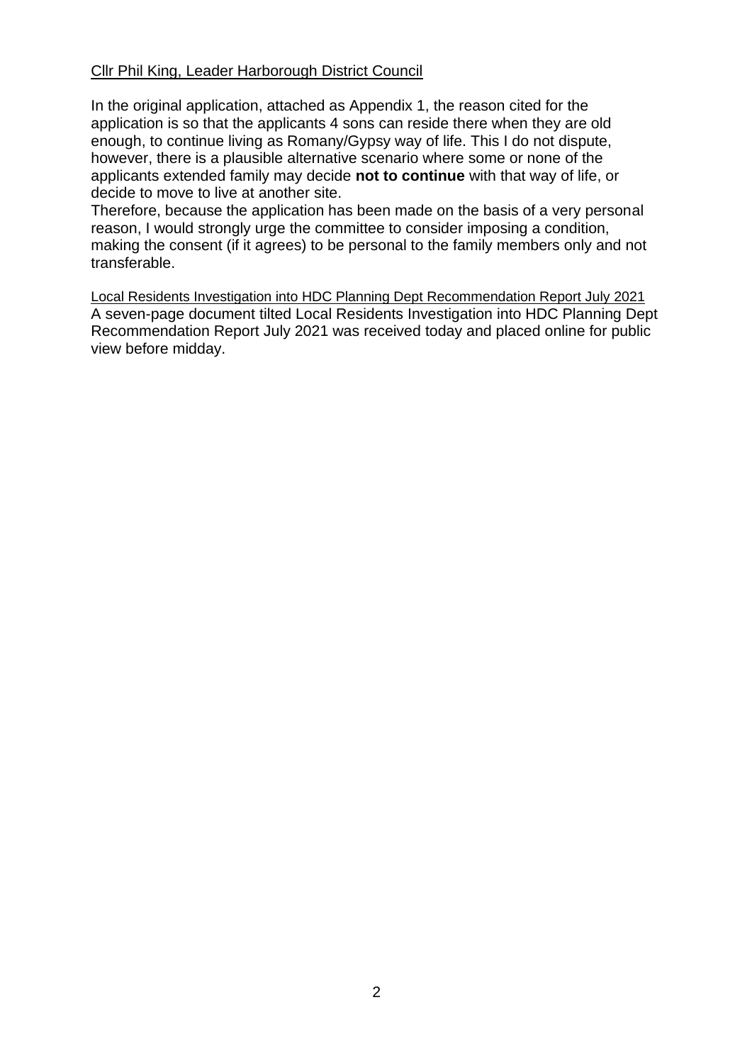Cllr Phil King, Leader Harborough District Council

In the original application, attached as Appendix 1, the reason cited for the application is so that the applicants 4 sons can reside there when they are old enough, to continue living as Romany/Gypsy way of life. This I do not dispute, however, there is a plausible alternative scenario where some or none of the applicants extended family may decide **not to continue** with that way of life, or decide to move to live at another site.

Therefore, because the application has been made on the basis of a very personal reason, I would strongly urge the committee to consider imposing a condition, making the consent (if it agrees) to be personal to the family members only and not transferable.

Local Residents Investigation into HDC Planning Dept Recommendation Report July 2021

A seven-page document tilted Local Residents Investigation into HDC Planning Dept Recommendation Report July 2021 was received today and placed online for public view before midday.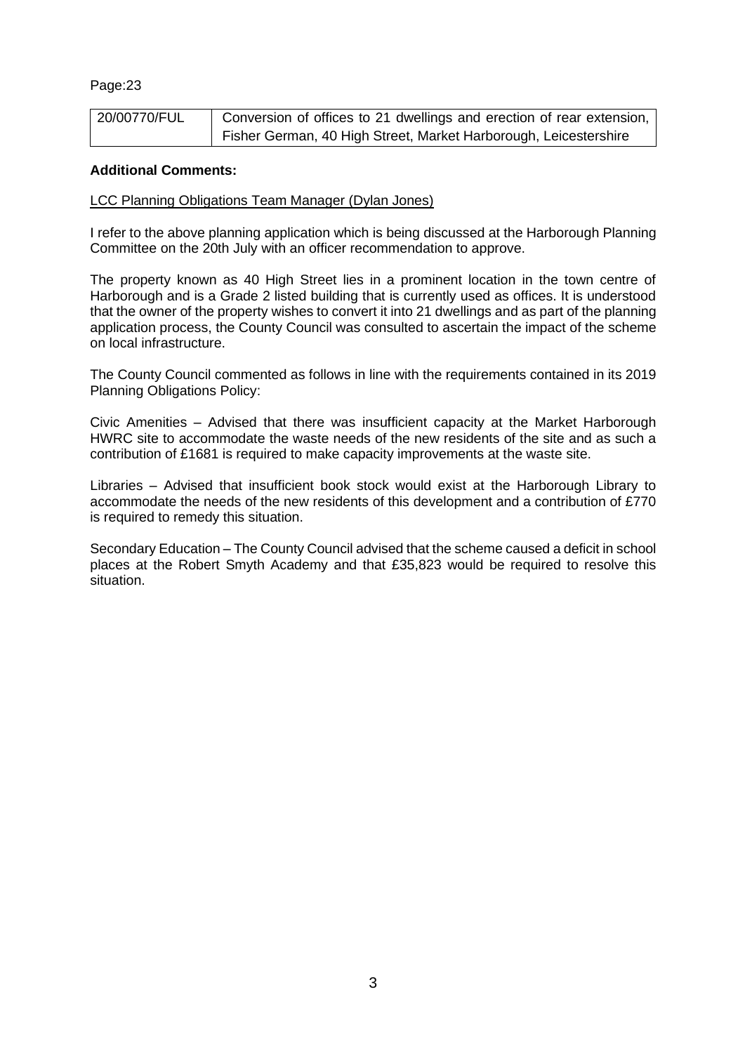Page:23

| 20/00770/FUL | Conversion of offices to 21 dwellings and erection of rear extension, Fisher German, 40 High Street, Market Harborough, Leicestershire |
|---|---|

**Additional Comments:**

LCC Planning Obligations Team Manager (Dylan Jones)

I refer to the above planning application which is being discussed at the Harborough Planning Committee on the 20th July with an officer recommendation to approve.

The property known as 40 High Street lies in a prominent location in the town centre of Harborough and is a Grade 2 listed building that is currently used as offices. It is understood that the owner of the property wishes to convert it into 21 dwellings and as part of the planning application process, the County Council was consulted to ascertain the impact of the scheme on local infrastructure.

The County Council commented as follows in line with the requirements contained in its 2019 Planning Obligations Policy:

Civic Amenities – Advised that there was insufficient capacity at the Market Harborough HWRC site to accommodate the waste needs of the new residents of the site and as such a contribution of £1681 is required to make capacity improvements at the waste site.

Libraries – Advised that insufficient book stock would exist at the Harborough Library to accommodate the needs of the new residents of this development and a contribution of £770 is required to remedy this situation.

Secondary Education – The County Council advised that the scheme caused a deficit in school places at the Robert Smyth Academy and that £35,823 would be required to resolve this situation.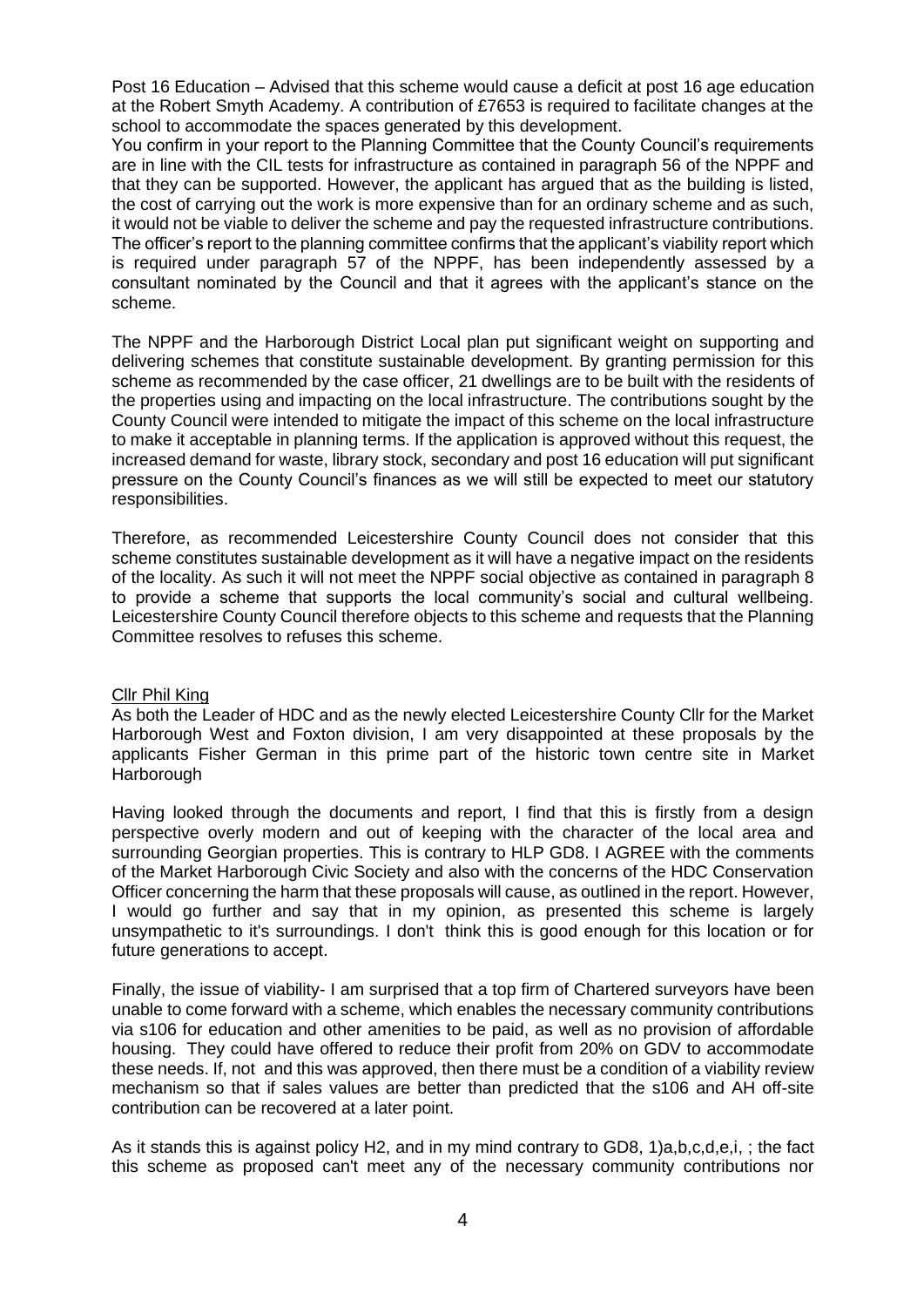Post 16 Education – Advised that this scheme would cause a deficit at post 16 age education at the Robert Smyth Academy. A contribution of £7653 is required to facilitate changes at the school to accommodate the spaces generated by this development.
You confirm in your report to the Planning Committee that the County Council's requirements are in line with the CIL tests for infrastructure as contained in paragraph 56 of the NPPF and that they can be supported. However, the applicant has argued that as the building is listed, the cost of carrying out the work is more expensive than for an ordinary scheme and as such, it would not be viable to deliver the scheme and pay the requested infrastructure contributions. The officer's report to the planning committee confirms that the applicant's viability report which is required under paragraph 57 of the NPPF, has been independently assessed by a consultant nominated by the Council and that it agrees with the applicant's stance on the scheme.

The NPPF and the Harborough District Local plan put significant weight on supporting and delivering schemes that constitute sustainable development. By granting permission for this scheme as recommended by the case officer, 21 dwellings are to be built with the residents of the properties using and impacting on the local infrastructure. The contributions sought by the County Council were intended to mitigate the impact of this scheme on the local infrastructure to make it acceptable in planning terms. If the application is approved without this request, the increased demand for waste, library stock, secondary and post 16 education will put significant pressure on the County Council's finances as we will still be expected to meet our statutory responsibilities.

Therefore, as recommended Leicestershire County Council does not consider that this scheme constitutes sustainable development as it will have a negative impact on the residents of the locality. As such it will not meet the NPPF social objective as contained in paragraph 8 to provide a scheme that supports the local community's social and cultural wellbeing. Leicestershire County Council therefore objects to this scheme and requests that the Planning Committee resolves to refuses this scheme.

Cllr Phil King

As both the Leader of HDC and as the newly elected Leicestershire County Cllr for the Market Harborough West and Foxton division, I am very disappointed at these proposals by the applicants Fisher German in this prime part of the historic town centre site in Market Harborough

Having looked through the documents and report, I find that this is firstly from a design perspective overly modern and out of keeping with the character of the local area and surrounding Georgian properties. This is contrary to HLP GD8. I AGREE with the comments of the Market Harborough Civic Society and also with the concerns of the HDC Conservation Officer concerning the harm that these proposals will cause, as outlined in the report. However, I would go further and say that in my opinion, as presented this scheme is largely unsympathetic to it's surroundings. I don't think this is good enough for this location or for future generations to accept.

Finally, the issue of viability- I am surprised that a top firm of Chartered surveyors have been unable to come forward with a scheme, which enables the necessary community contributions via s106 for education and other amenities to be paid, as well as no provision of affordable housing. They could have offered to reduce their profit from 20% on GDV to accommodate these needs. If, not and this was approved, then there must be a condition of a viability review mechanism so that if sales values are better than predicted that the s106 and AH off-site contribution can be recovered at a later point.

As it stands this is against policy H2, and in my mind contrary to GD8, 1)a,b,c,d,e,i, ; the fact this scheme as proposed can't meet any of the necessary community contributions nor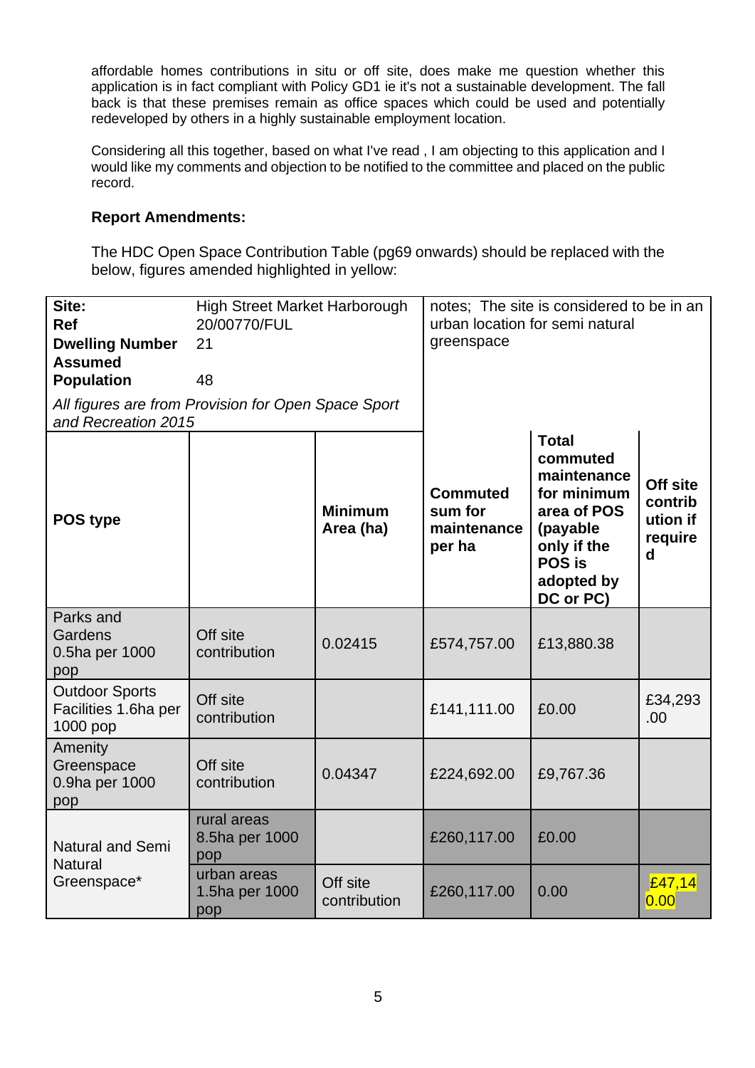affordable homes contributions in situ or off site, does make me question whether this application is in fact compliant with Policy GD1 ie it's not a sustainable development. The fall back is that these premises remain as office spaces which could be used and potentially redeveloped by others in a highly sustainable employment location.

Considering all this together, based on what I've read , I am objecting to this application and I would like my comments and objection to be notified to the committee and placed on the public record.

**Report Amendments:**

The HDC Open Space Contribution Table (pg69 onwards) should be replaced with the below, figures amended highlighted in yellow:

| **Site:** | High Street Market Harborough | | notes; The site is considered to be in an urban location for semi natural greenspace | | |
|---|---|---|---|---|---|
| **Ref** | 20/00770/FUL | | | | |
| **Dwelling Number** | 21 | | | | |
| **Assumed Population** | 48 | | | | |
| *All figures are from Provision for Open Space Sport and Recreation 2015* | | | | | |
| **POS type** | | **Minimum Area (ha)** | **Commuted sum for maintenance per ha** | **Total commuted maintenance for minimum area of POS (payable only if the POS is adopted by DC or PC)** | **Off site contribution if required** |
| Parks and Gardens 0.5ha per 1000 pop | Off site contribution | 0.02415 | £574,757.00 | £13,880.38 | |
| Outdoor Sports Facilities 1.6ha per 1000 pop | Off site contribution | | £141,111.00 | £0.00 | £34,293.00 |
| Amenity Greenspace 0.9ha per 1000 pop | Off site contribution | 0.04347 | £224,692.00 | £9,767.36 | |
| Natural and Semi Natural Greenspace* | rural areas 8.5ha per 1000 pop | | £260,117.00 | £0.00 | |
| | urban areas 1.5ha per 1000 pop | Off site contribution | £260,117.00 | 0.00 | £47,140.00 |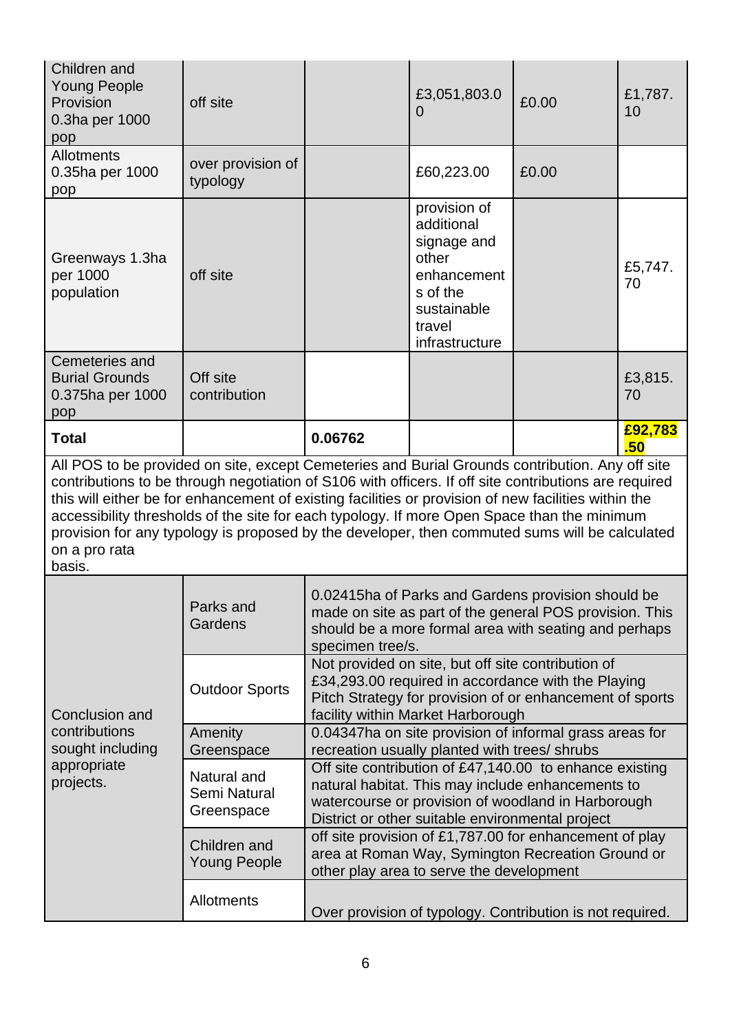| | | | | | |
|---|---|---|---|---|---|
| Children and Young People Provision 0.3ha per 1000 pop | off site | | £3,051,803.00 | £0.00 | £1,787.10 |
| Allotments 0.35ha per 1000 pop | over provision of typology | | £60,223.00 | £0.00 | |
| Greenways 1.3ha per 1000 population | off site | | provision of additional signage and other enhancements of the sustainable travel infrastructure | | £5,747.70 |
| Cemeteries and Burial Grounds 0.375ha per 1000 pop | Off site contribution | | | | £3,815.70 |
| **Total** | | **0.06762** | | | **£92,783.50** |

All POS to be provided on site, except Cemeteries and Burial Grounds contribution. Any off site contributions to be through negotiation of S106 with officers. If off site contributions are required this will either be for enhancement of existing facilities or provision of new facilities within the accessibility thresholds of the site for each typology. If more Open Space than the minimum provision for any typology is proposed by the developer, then commuted sums will be calculated on a pro rata basis.

| | | |
|---|---|---|
| Conclusion and contributions sought including appropriate projects. | Parks and Gardens | 0.02415ha of Parks and Gardens provision should be made on site as part of the general POS provision. This should be a more formal area with seating and perhaps specimen tree/s. |
| | Outdoor Sports | Not provided on site, but off site contribution of £34,293.00 required in accordance with the Playing Pitch Strategy for provision of or enhancement of sports facility within Market Harborough |
| | Amenity Greenspace | 0.04347ha on site provision of informal grass areas for recreation usually planted with trees/ shrubs |
| | Natural and Semi Natural Greenspace | Off site contribution of £47,140.00 to enhance existing natural habitat. This may include enhancements to watercourse or provision of woodland in Harborough District or other suitable environmental project |
| | Children and Young People | off site provision of £1,787.00 for enhancement of play area at Roman Way, Symington Recreation Ground or other play area to serve the development |
| | Allotments | Over provision of typology. Contribution is not required. |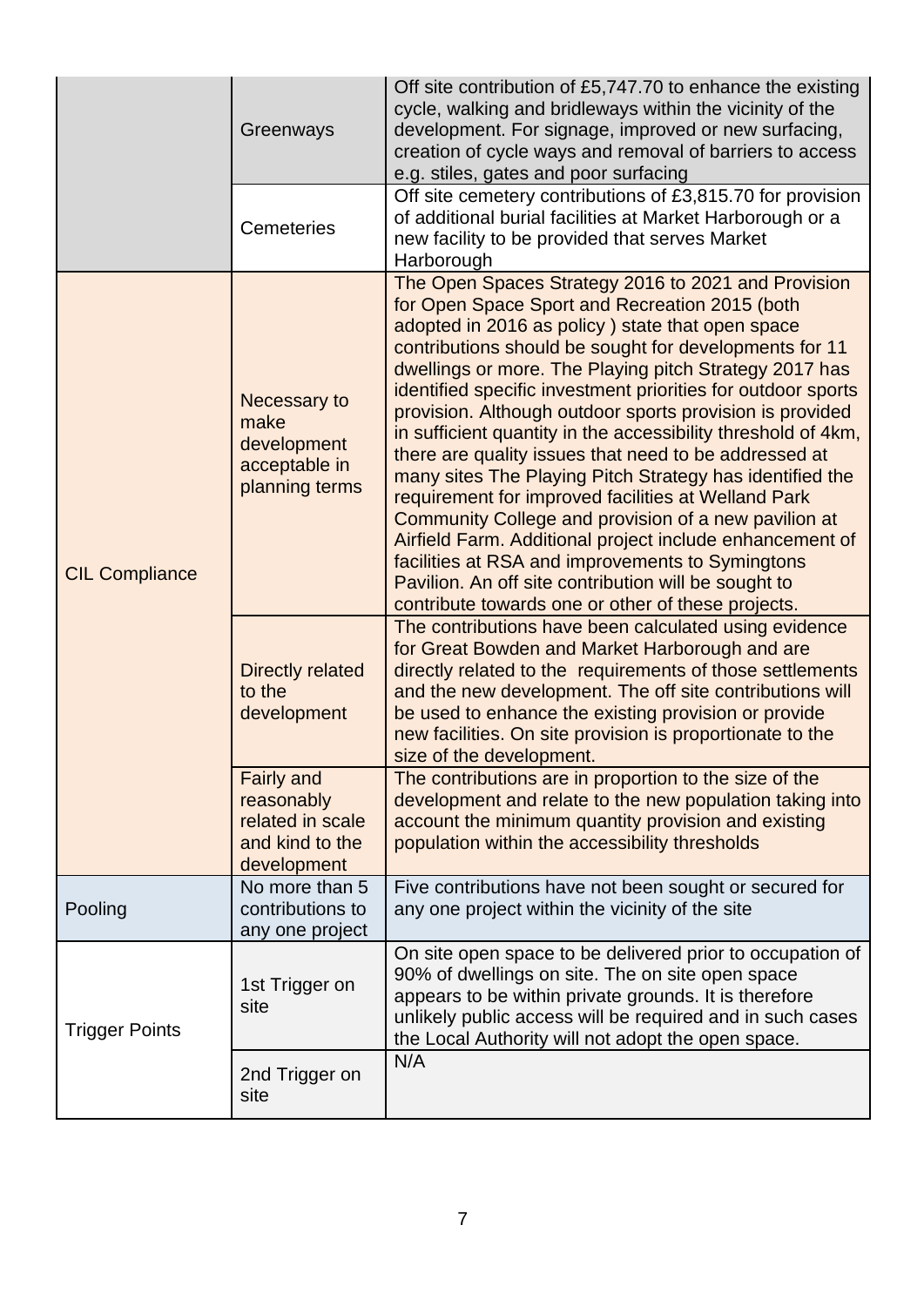| | | |
|---|---|---|
| | Greenways | Off site contribution of £5,747.70 to enhance the existing cycle, walking and bridleways within the vicinity of the development. For signage, improved or new surfacing, creation of cycle ways and removal of barriers to access e.g. stiles, gates and poor surfacing |
| | Cemeteries | Off site cemetery contributions of £3,815.70 for provision of additional burial facilities at Market Harborough or a new facility to be provided that serves Market Harborough |
| CIL Compliance | Necessary to make development acceptable in planning terms | The Open Spaces Strategy 2016 to 2021 and Provision for Open Space Sport and Recreation 2015 (both adopted in 2016 as policy ) state that open space contributions should be sought for developments for 11 dwellings or more. The Playing pitch Strategy 2017 has identified specific investment priorities for outdoor sports provision. Although outdoor sports provision is provided in sufficient quantity in the accessibility threshold of 4km, there are quality issues that need to be addressed at many sites The Playing Pitch Strategy has identified the requirement for improved facilities at Welland Park Community College and provision of a new pavilion at Airfield Farm. Additional project include enhancement of facilities at RSA and improvements to Symingtons Pavilion. An off site contribution will be sought to contribute towards one or other of these projects. |
| | Directly related to the development | The contributions have been calculated using evidence for Great Bowden and Market Harborough and are directly related to the requirements of those settlements and the new development. The off site contributions will be used to enhance the existing provision or provide new facilities. On site provision is proportionate to the size of the development. |
| | Fairly and reasonably related in scale and kind to the development | The contributions are in proportion to the size of the development and relate to the new population taking into account the minimum quantity provision and existing population within the accessibility thresholds |
| Pooling | No more than 5 contributions to any one project | Five contributions have not been sought or secured for any one project within the vicinity of the site |
| Trigger Points | 1st Trigger on site | On site open space to be delivered prior to occupation of 90% of dwellings on site. The on site open space appears to be within private grounds. It is therefore unlikely public access will be required and in such cases the Local Authority will not adopt the open space. |
| | 2nd Trigger on site | N/A |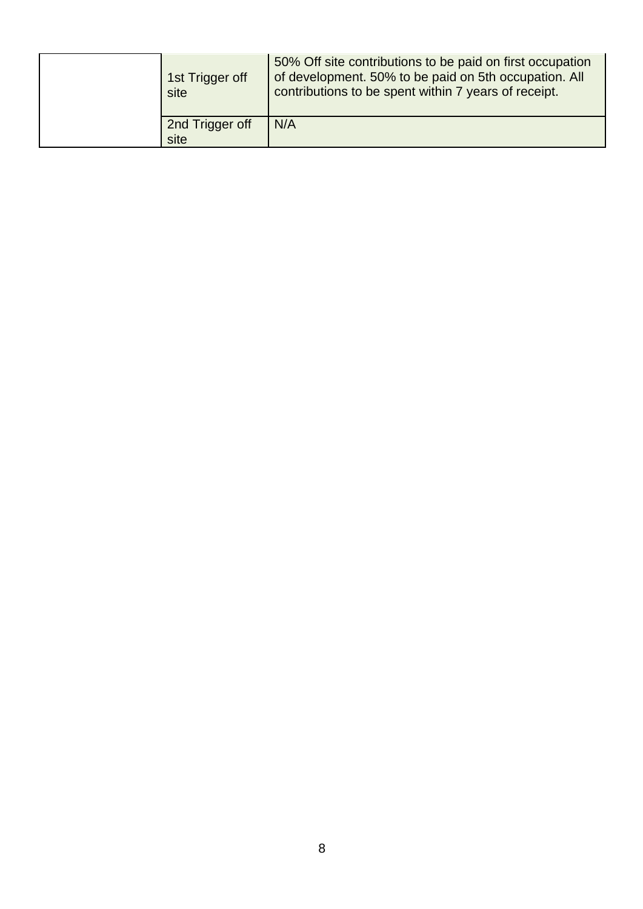| | | |
|---|---|---|
| | 1st Trigger off site | 50% Off site contributions to be paid on first occupation of development. 50% to be paid on 5th occupation. All contributions to be spent within 7 years of receipt. |
| | 2nd Trigger off site | N/A |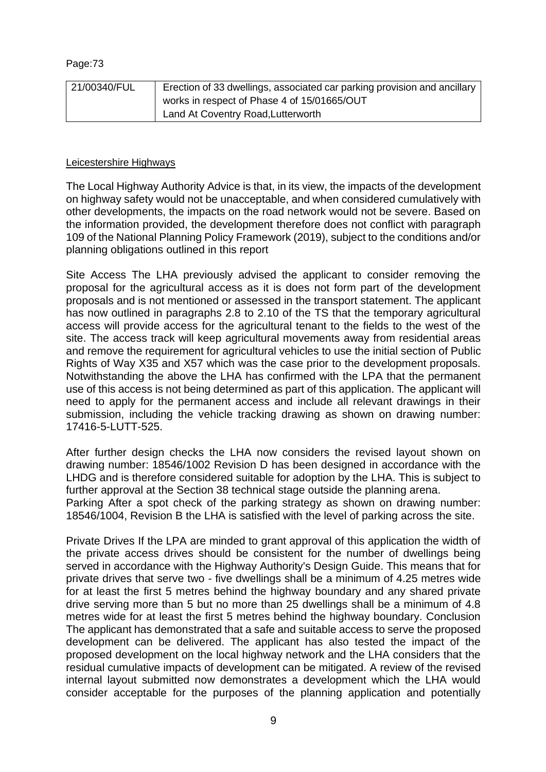Page:73

| 21/00340/FUL | Erection of 33 dwellings, associated car parking provision and ancillary works in respect of Phase 4 of 15/01665/OUT<br>Land At Coventry Road,Lutterworth |
|---|---|

<u>Leicestershire Highways</u>

The Local Highway Authority Advice is that, in its view, the impacts of the development on highway safety would not be unacceptable, and when considered cumulatively with other developments, the impacts on the road network would not be severe. Based on the information provided, the development therefore does not conflict with paragraph 109 of the National Planning Policy Framework (2019), subject to the conditions and/or planning obligations outlined in this report

Site Access The LHA previously advised the applicant to consider removing the proposal for the agricultural access as it is does not form part of the development proposals and is not mentioned or assessed in the transport statement. The applicant has now outlined in paragraphs 2.8 to 2.10 of the TS that the temporary agricultural access will provide access for the agricultural tenant to the fields to the west of the site. The access track will keep agricultural movements away from residential areas and remove the requirement for agricultural vehicles to use the initial section of Public Rights of Way X35 and X57 which was the case prior to the development proposals. Notwithstanding the above the LHA has confirmed with the LPA that the permanent use of this access is not being determined as part of this application. The applicant will need to apply for the permanent access and include all relevant drawings in their submission, including the vehicle tracking drawing as shown on drawing number: 17416-5-LUTT-525.

After further design checks the LHA now considers the revised layout shown on drawing number: 18546/1002 Revision D has been designed in accordance with the LHDG and is therefore considered suitable for adoption by the LHA. This is subject to further approval at the Section 38 technical stage outside the planning arena.
Parking After a spot check of the parking strategy as shown on drawing number: 18546/1004, Revision B the LHA is satisfied with the level of parking across the site.

Private Drives If the LPA are minded to grant approval of this application the width of the private access drives should be consistent for the number of dwellings being served in accordance with the Highway Authority's Design Guide. This means that for private drives that serve two - five dwellings shall be a minimum of 4.25 metres wide for at least the first 5 metres behind the highway boundary and any shared private drive serving more than 5 but no more than 25 dwellings shall be a minimum of 4.8 metres wide for at least the first 5 metres behind the highway boundary. Conclusion The applicant has demonstrated that a safe and suitable access to serve the proposed development can be delivered. The applicant has also tested the impact of the proposed development on the local highway network and the LHA considers that the residual cumulative impacts of development can be mitigated. A review of the revised internal layout submitted now demonstrates a development which the LHA would consider acceptable for the purposes of the planning application and potentially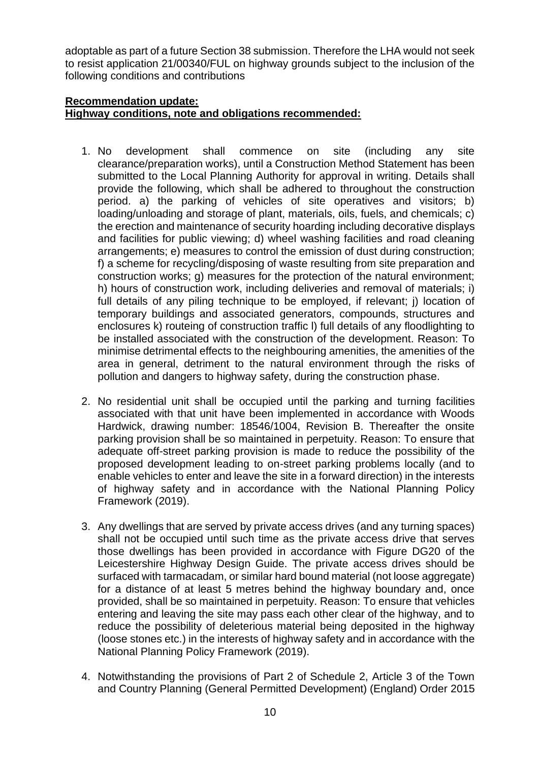adoptable as part of a future Section 38 submission. Therefore the LHA would not seek to resist application 21/00340/FUL on highway grounds subject to the inclusion of the following conditions and contributions

**Recommendation update:**
**Highway conditions, note and obligations recommended:**

1. No development shall commence on site (including any site clearance/preparation works), until a Construction Method Statement has been submitted to the Local Planning Authority for approval in writing. Details shall provide the following, which shall be adhered to throughout the construction period. a) the parking of vehicles of site operatives and visitors; b) loading/unloading and storage of plant, materials, oils, fuels, and chemicals; c) the erection and maintenance of security hoarding including decorative displays and facilities for public viewing; d) wheel washing facilities and road cleaning arrangements; e) measures to control the emission of dust during construction; f) a scheme for recycling/disposing of waste resulting from site preparation and construction works; g) measures for the protection of the natural environment; h) hours of construction work, including deliveries and removal of materials; i) full details of any piling technique to be employed, if relevant; j) location of temporary buildings and associated generators, compounds, structures and enclosures k) routeing of construction traffic l) full details of any floodlighting to be installed associated with the construction of the development. Reason: To minimise detrimental effects to the neighbouring amenities, the amenities of the area in general, detriment to the natural environment through the risks of pollution and dangers to highway safety, during the construction phase.

2. No residential unit shall be occupied until the parking and turning facilities associated with that unit have been implemented in accordance with Woods Hardwick, drawing number: 18546/1004, Revision B. Thereafter the onsite parking provision shall be so maintained in perpetuity. Reason: To ensure that adequate off-street parking provision is made to reduce the possibility of the proposed development leading to on-street parking problems locally (and to enable vehicles to enter and leave the site in a forward direction) in the interests of highway safety and in accordance with the National Planning Policy Framework (2019).

3. Any dwellings that are served by private access drives (and any turning spaces) shall not be occupied until such time as the private access drive that serves those dwellings has been provided in accordance with Figure DG20 of the Leicestershire Highway Design Guide. The private access drives should be surfaced with tarmacadam, or similar hard bound material (not loose aggregate) for a distance of at least 5 metres behind the highway boundary and, once provided, shall be so maintained in perpetuity. Reason: To ensure that vehicles entering and leaving the site may pass each other clear of the highway, and to reduce the possibility of deleterious material being deposited in the highway (loose stones etc.) in the interests of highway safety and in accordance with the National Planning Policy Framework (2019).

4. Notwithstanding the provisions of Part 2 of Schedule 2, Article 3 of the Town and Country Planning (General Permitted Development) (England) Order 2015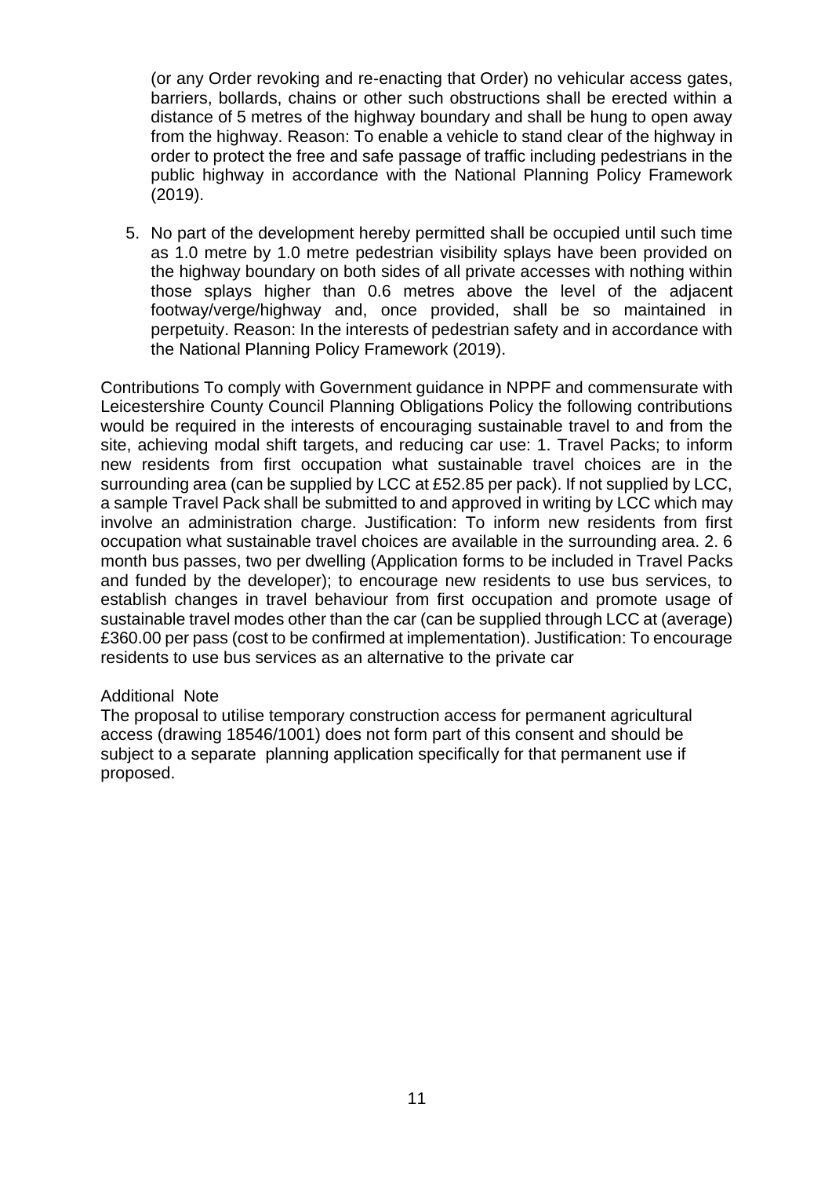(or any Order revoking and re-enacting that Order) no vehicular access gates, barriers, bollards, chains or other such obstructions shall be erected within a distance of 5 metres of the highway boundary and shall be hung to open away from the highway. Reason: To enable a vehicle to stand clear of the highway in order to protect the free and safe passage of traffic including pedestrians in the public highway in accordance with the National Planning Policy Framework (2019).

5. No part of the development hereby permitted shall be occupied until such time as 1.0 metre by 1.0 metre pedestrian visibility splays have been provided on the highway boundary on both sides of all private accesses with nothing within those splays higher than 0.6 metres above the level of the adjacent footway/verge/highway and, once provided, shall be so maintained in perpetuity. Reason: In the interests of pedestrian safety and in accordance with the National Planning Policy Framework (2019).

Contributions To comply with Government guidance in NPPF and commensurate with Leicestershire County Council Planning Obligations Policy the following contributions would be required in the interests of encouraging sustainable travel to and from the site, achieving modal shift targets, and reducing car use: 1. Travel Packs; to inform new residents from first occupation what sustainable travel choices are in the surrounding area (can be supplied by LCC at £52.85 per pack). If not supplied by LCC, a sample Travel Pack shall be submitted to and approved in writing by LCC which may involve an administration charge. Justification: To inform new residents from first occupation what sustainable travel choices are available in the surrounding area. 2. 6 month bus passes, two per dwelling (Application forms to be included in Travel Packs and funded by the developer); to encourage new residents to use bus services, to establish changes in travel behaviour from first occupation and promote usage of sustainable travel modes other than the car (can be supplied through LCC at (average) £360.00 per pass (cost to be confirmed at implementation). Justification: To encourage residents to use bus services as an alternative to the private car

Additional Note

The proposal to utilise temporary construction access for permanent agricultural access (drawing 18546/1001) does not form part of this consent and should be subject to a separate planning application specifically for that permanent use if proposed.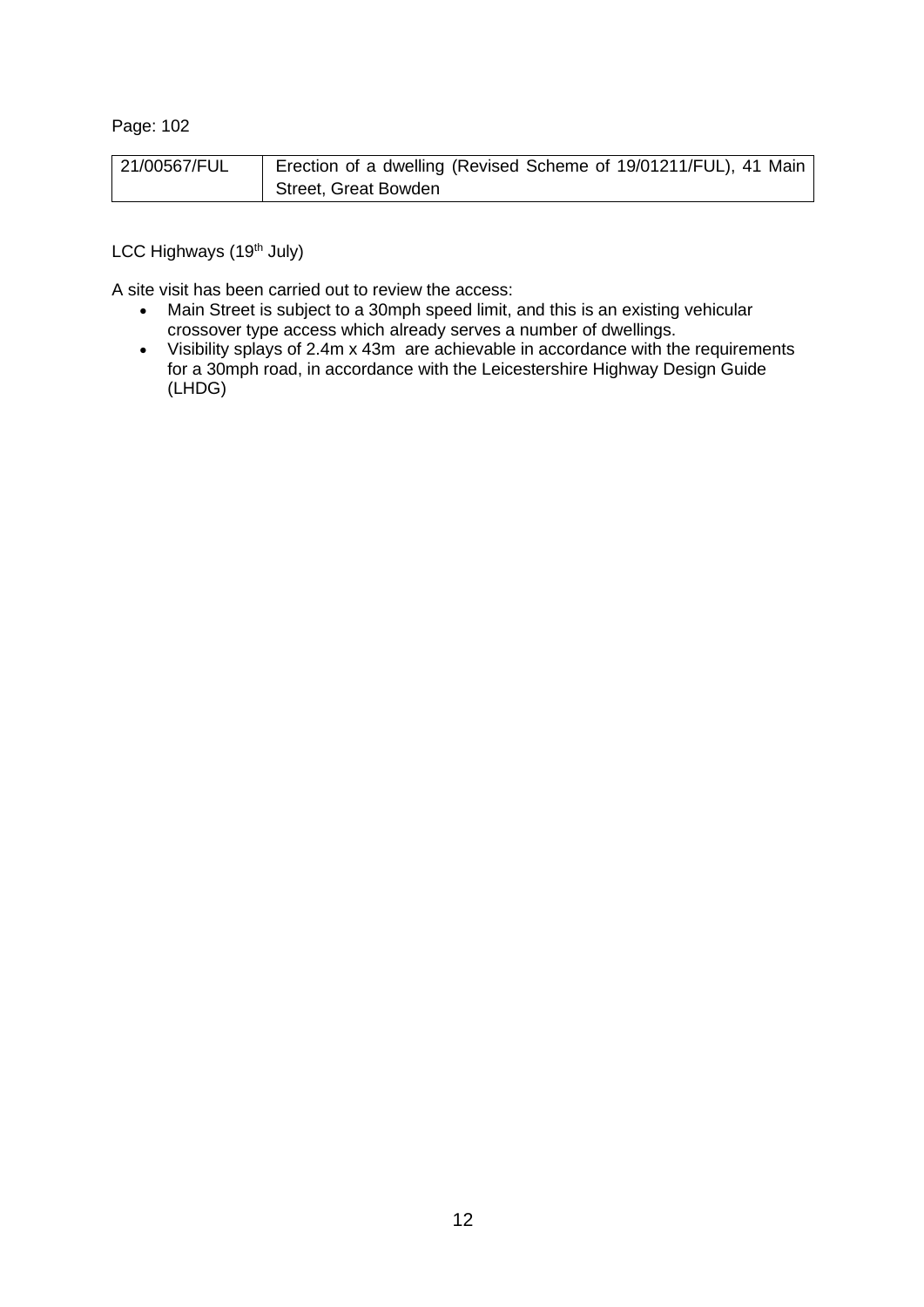Page: 102

| 21/00567/FUL | Erection of a dwelling (Revised Scheme of 19/01211/FUL), 41 Main Street, Great Bowden |
|---|---|

LCC Highways (19th July)

A site visit has been carried out to review the access:

- Main Street is subject to a 30mph speed limit, and this is an existing vehicular crossover type access which already serves a number of dwellings.
- Visibility splays of 2.4m x 43m are achievable in accordance with the requirements for a 30mph road, in accordance with the Leicestershire Highway Design Guide (LHDG)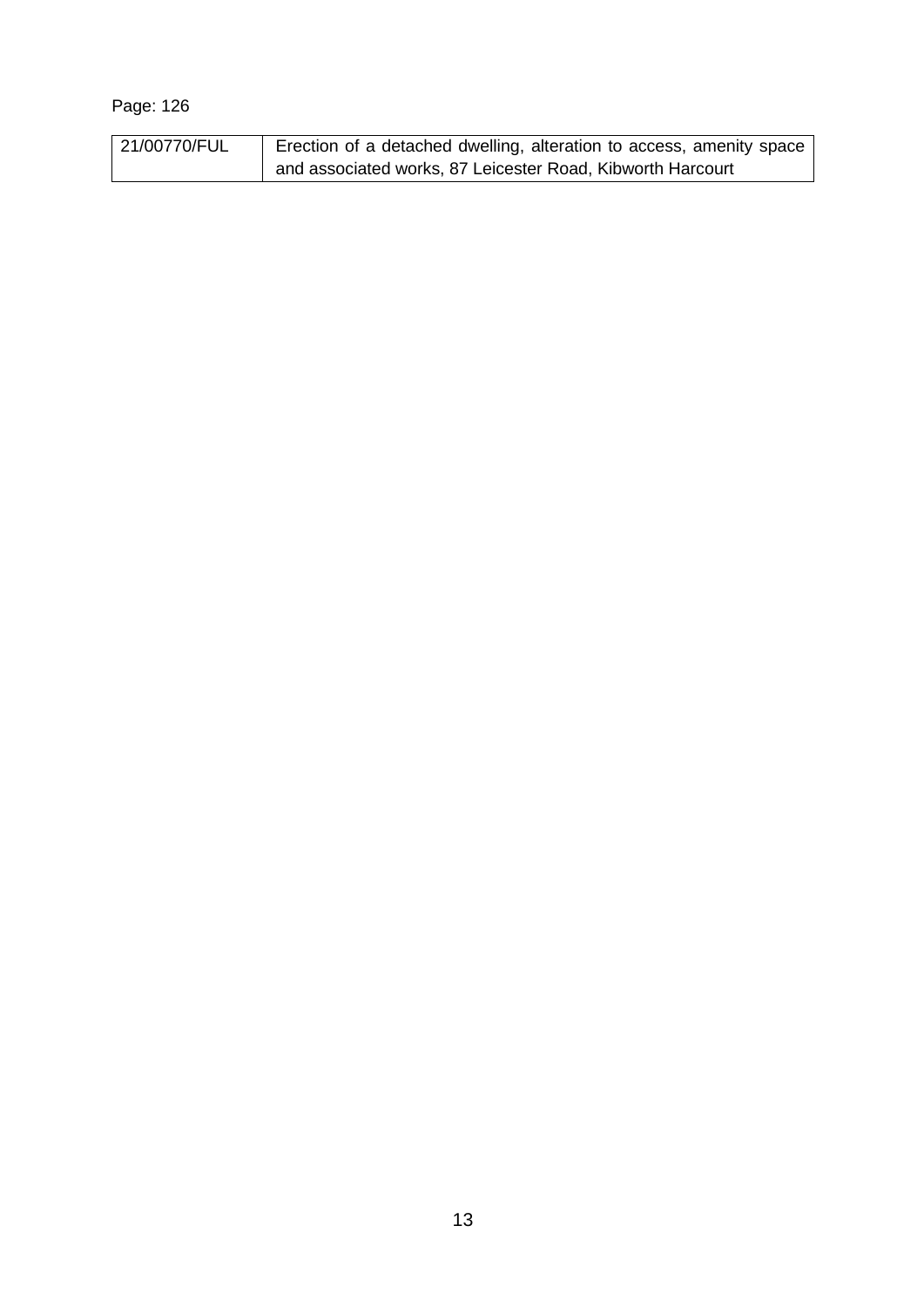Page: 126

| 21/00770/FUL | Erection of a detached dwelling, alteration to access, amenity space and associated works, 87 Leicester Road, Kibworth Harcourt |
|---|---|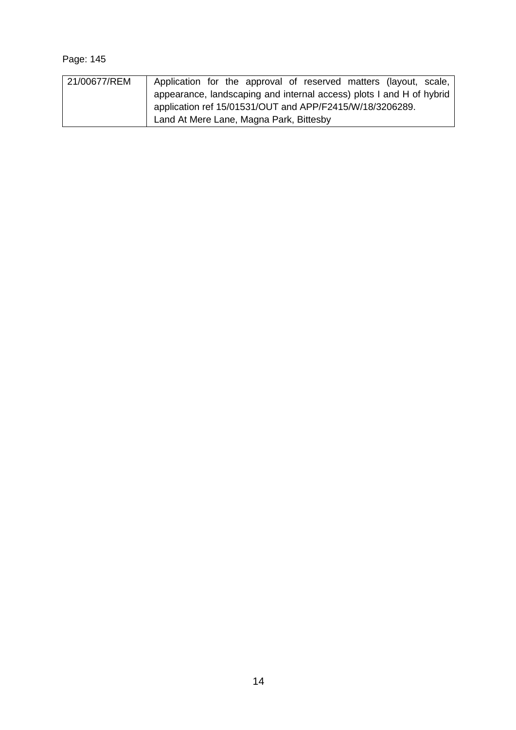Page: 145

| 21/00677/REM | Application for the approval of reserved matters (layout, scale, appearance, landscaping and internal access) plots I and H of hybrid application ref 15/01531/OUT and APP/F2415/W/18/3206289.<br>Land At Mere Lane, Magna Park, Bittesby |
|---|---|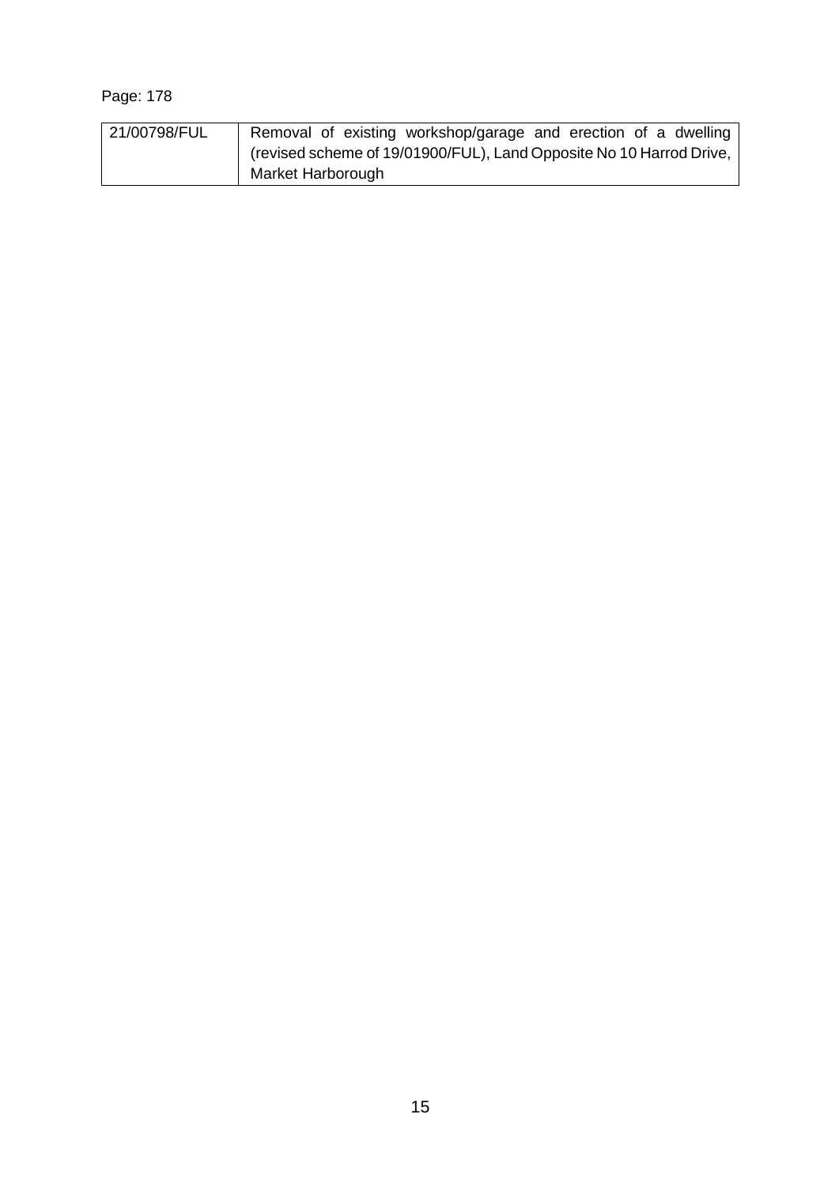Page: 178

| 21/00798/FUL | Removal of existing workshop/garage and erection of a dwelling (revised scheme of 19/01900/FUL), Land Opposite No 10 Harrod Drive, Market Harborough |
|---|---|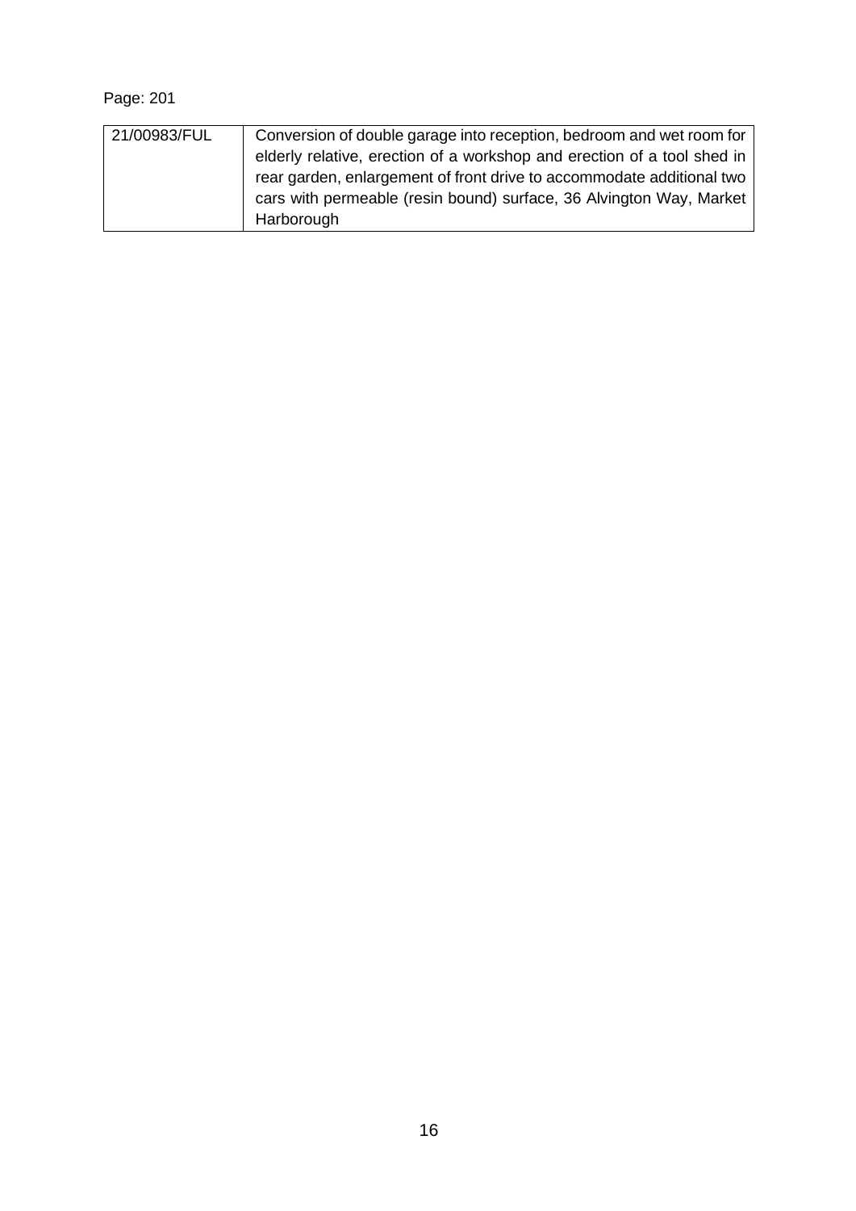Page: 201

| 21/00983/FUL | Conversion of double garage into reception, bedroom and wet room for elderly relative, erection of a workshop and erection of a tool shed in rear garden, enlargement of front drive to accommodate additional two cars with permeable (resin bound) surface, 36 Alvington Way, Market Harborough |
|---|---|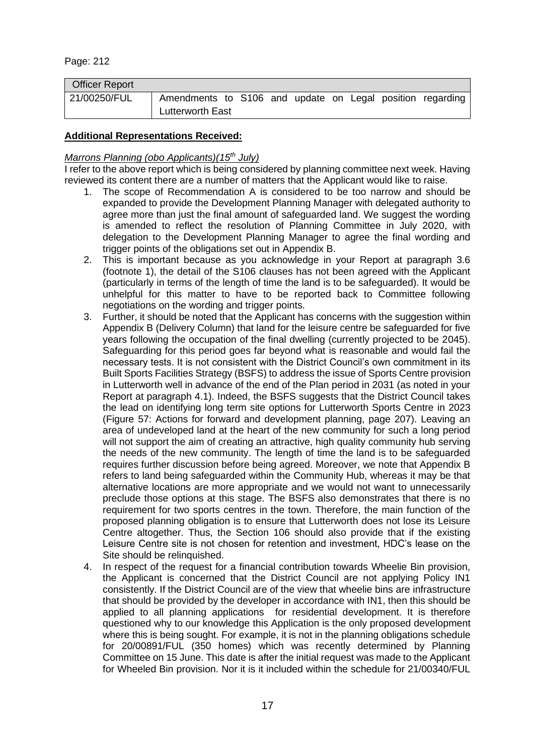Page: 212

| Officer Report | |
|---|---|
| 21/00250/FUL | Amendments to S106 and update on Legal position regarding Lutterworth East |

**Additional Representations Received:**

*Marrons Planning (obo Applicants)(15th July)*

I refer to the above report which is being considered by planning committee next week. Having reviewed its content there are a number of matters that the Applicant would like to raise.

1. The scope of Recommendation A is considered to be too narrow and should be expanded to provide the Development Planning Manager with delegated authority to agree more than just the final amount of safeguarded land. We suggest the wording is amended to reflect the resolution of Planning Committee in July 2020, with delegation to the Development Planning Manager to agree the final wording and trigger points of the obligations set out in Appendix B.
2. This is important because as you acknowledge in your Report at paragraph 3.6 (footnote 1), the detail of the S106 clauses has not been agreed with the Applicant (particularly in terms of the length of time the land is to be safeguarded). It would be unhelpful for this matter to have to be reported back to Committee following negotiations on the wording and trigger points.
3. Further, it should be noted that the Applicant has concerns with the suggestion within Appendix B (Delivery Column) that land for the leisure centre be safeguarded for five years following the occupation of the final dwelling (currently projected to be 2045). Safeguarding for this period goes far beyond what is reasonable and would fail the necessary tests. It is not consistent with the District Council's own commitment in its Built Sports Facilities Strategy (BSFS) to address the issue of Sports Centre provision in Lutterworth well in advance of the end of the Plan period in 2031 (as noted in your Report at paragraph 4.1). Indeed, the BSFS suggests that the District Council takes the lead on identifying long term site options for Lutterworth Sports Centre in 2023 (Figure 57: Actions for forward and development planning, page 207). Leaving an area of undeveloped land at the heart of the new community for such a long period will not support the aim of creating an attractive, high quality community hub serving the needs of the new community. The length of time the land is to be safeguarded requires further discussion before being agreed. Moreover, we note that Appendix B refers to land being safeguarded within the Community Hub, whereas it may be that alternative locations are more appropriate and we would not want to unnecessarily preclude those options at this stage. The BSFS also demonstrates that there is no requirement for two sports centres in the town. Therefore, the main function of the proposed planning obligation is to ensure that Lutterworth does not lose its Leisure Centre altogether. Thus, the Section 106 should also provide that if the existing Leisure Centre site is not chosen for retention and investment, HDC's lease on the Site should be relinquished.
4. In respect of the request for a financial contribution towards Wheelie Bin provision, the Applicant is concerned that the District Council are not applying Policy IN1 consistently. If the District Council are of the view that wheelie bins are infrastructure that should be provided by the developer in accordance with IN1, then this should be applied to all planning applications for residential development. It is therefore questioned why to our knowledge this Application is the only proposed development where this is being sought. For example, it is not in the planning obligations schedule for 20/00891/FUL (350 homes) which was recently determined by Planning Committee on 15 June. This date is after the initial request was made to the Applicant for Wheeled Bin provision. Nor it is it included within the schedule for 21/00340/FUL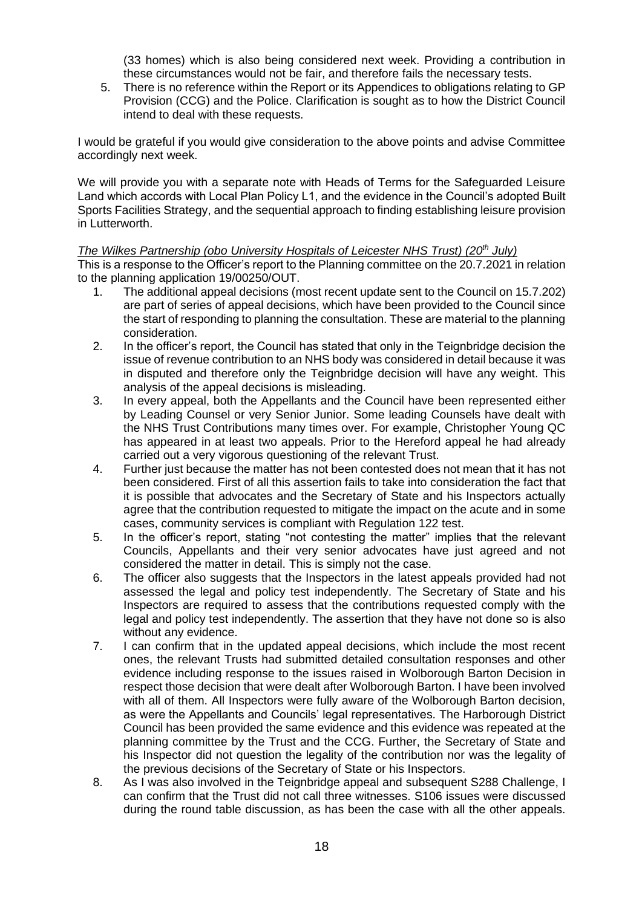(33 homes) which is also being considered next week. Providing a contribution in these circumstances would not be fair, and therefore fails the necessary tests.

5. There is no reference within the Report or its Appendices to obligations relating to GP Provision (CCG) and the Police. Clarification is sought as to how the District Council intend to deal with these requests.

I would be grateful if you would give consideration to the above points and advise Committee accordingly next week.

We will provide you with a separate note with Heads of Terms for the Safeguarded Leisure Land which accords with Local Plan Policy L1, and the evidence in the Council's adopted Built Sports Facilities Strategy, and the sequential approach to finding establishing leisure provision in Lutterworth.

*The Wilkes Partnership (obo University Hospitals of Leicester NHS Trust) (20th July)*

This is a response to the Officer's report to the Planning committee on the 20.7.2021 in relation to the planning application 19/00250/OUT.

1. The additional appeal decisions (most recent update sent to the Council on 15.7.202) are part of series of appeal decisions, which have been provided to the Council since the start of responding to planning the consultation. These are material to the planning consideration.
2. In the officer's report, the Council has stated that only in the Teignbridge decision the issue of revenue contribution to an NHS body was considered in detail because it was in disputed and therefore only the Teignbridge decision will have any weight. This analysis of the appeal decisions is misleading.
3. In every appeal, both the Appellants and the Council have been represented either by Leading Counsel or very Senior Junior. Some leading Counsels have dealt with the NHS Trust Contributions many times over. For example, Christopher Young QC has appeared in at least two appeals. Prior to the Hereford appeal he had already carried out a very vigorous questioning of the relevant Trust.
4. Further just because the matter has not been contested does not mean that it has not been considered. First of all this assertion fails to take into consideration the fact that it is possible that advocates and the Secretary of State and his Inspectors actually agree that the contribution requested to mitigate the impact on the acute and in some cases, community services is compliant with Regulation 122 test.
5. In the officer's report, stating "not contesting the matter" implies that the relevant Councils, Appellants and their very senior advocates have just agreed and not considered the matter in detail. This is simply not the case.
6. The officer also suggests that the Inspectors in the latest appeals provided had not assessed the legal and policy test independently. The Secretary of State and his Inspectors are required to assess that the contributions requested comply with the legal and policy test independently. The assertion that they have not done so is also without any evidence.
7. I can confirm that in the updated appeal decisions, which include the most recent ones, the relevant Trusts had submitted detailed consultation responses and other evidence including response to the issues raised in Wolborough Barton Decision in respect those decision that were dealt after Wolborough Barton. I have been involved with all of them. All Inspectors were fully aware of the Wolborough Barton decision, as were the Appellants and Councils' legal representatives. The Harborough District Council has been provided the same evidence and this evidence was repeated at the planning committee by the Trust and the CCG. Further, the Secretary of State and his Inspector did not question the legality of the contribution nor was the legality of the previous decisions of the Secretary of State or his Inspectors.
8. As I was also involved in the Teignbridge appeal and subsequent S288 Challenge, I can confirm that the Trust did not call three witnesses. S106 issues were discussed during the round table discussion, as has been the case with all the other appeals.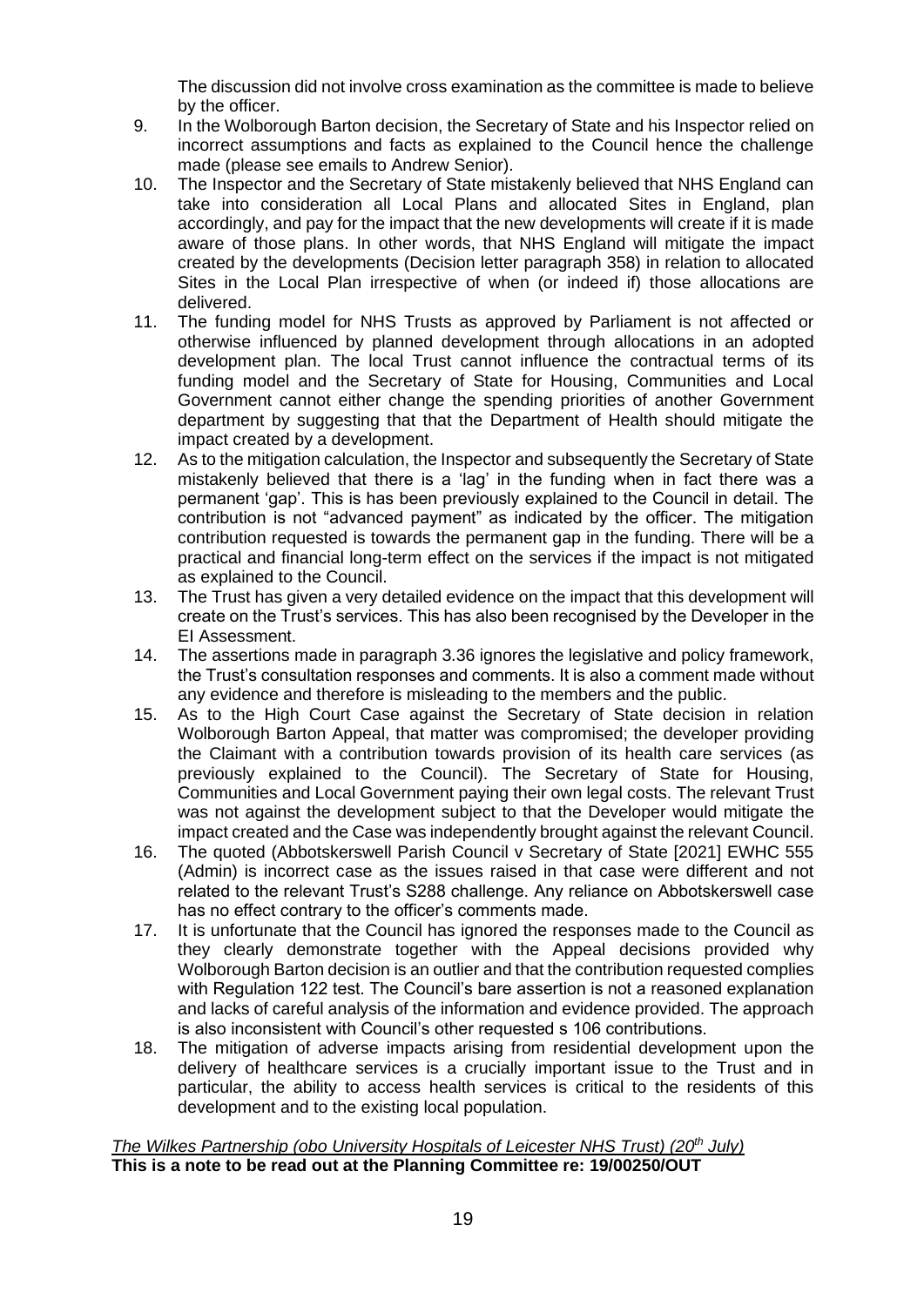The discussion did not involve cross examination as the committee is made to believe by the officer.

9. In the Wolborough Barton decision, the Secretary of State and his Inspector relied on incorrect assumptions and facts as explained to the Council hence the challenge made (please see emails to Andrew Senior).
10. The Inspector and the Secretary of State mistakenly believed that NHS England can take into consideration all Local Plans and allocated Sites in England, plan accordingly, and pay for the impact that the new developments will create if it is made aware of those plans. In other words, that NHS England will mitigate the impact created by the developments (Decision letter paragraph 358) in relation to allocated Sites in the Local Plan irrespective of when (or indeed if) those allocations are delivered.
11. The funding model for NHS Trusts as approved by Parliament is not affected or otherwise influenced by planned development through allocations in an adopted development plan. The local Trust cannot influence the contractual terms of its funding model and the Secretary of State for Housing, Communities and Local Government cannot either change the spending priorities of another Government department by suggesting that that the Department of Health should mitigate the impact created by a development.
12. As to the mitigation calculation, the Inspector and subsequently the Secretary of State mistakenly believed that there is a 'lag' in the funding when in fact there was a permanent 'gap'. This is has been previously explained to the Council in detail. The contribution is not "advanced payment" as indicated by the officer. The mitigation contribution requested is towards the permanent gap in the funding. There will be a practical and financial long-term effect on the services if the impact is not mitigated as explained to the Council.
13. The Trust has given a very detailed evidence on the impact that this development will create on the Trust's services. This has also been recognised by the Developer in the EI Assessment.
14. The assertions made in paragraph 3.36 ignores the legislative and policy framework, the Trust's consultation responses and comments. It is also a comment made without any evidence and therefore is misleading to the members and the public.
15. As to the High Court Case against the Secretary of State decision in relation Wolborough Barton Appeal, that matter was compromised; the developer providing the Claimant with a contribution towards provision of its health care services (as previously explained to the Council). The Secretary of State for Housing, Communities and Local Government paying their own legal costs. The relevant Trust was not against the development subject to that the Developer would mitigate the impact created and the Case was independently brought against the relevant Council.
16. The quoted (Abbotskerswell Parish Council v Secretary of State [2021] EWHC 555 (Admin) is incorrect case as the issues raised in that case were different and not related to the relevant Trust's S288 challenge. Any reliance on Abbotskerswell case has no effect contrary to the officer's comments made.
17. It is unfortunate that the Council has ignored the responses made to the Council as they clearly demonstrate together with the Appeal decisions provided why Wolborough Barton decision is an outlier and that the contribution requested complies with Regulation 122 test. The Council's bare assertion is not a reasoned explanation and lacks of careful analysis of the information and evidence provided. The approach is also inconsistent with Council's other requested s 106 contributions.
18. The mitigation of adverse impacts arising from residential development upon the delivery of healthcare services is a crucially important issue to the Trust and in particular, the ability to access health services is critical to the residents of this development and to the existing local population.

*The Wilkes Partnership (obo University Hospitals of Leicester NHS Trust) (20th July)*

**This is a note to be read out at the Planning Committee re: 19/00250/OUT**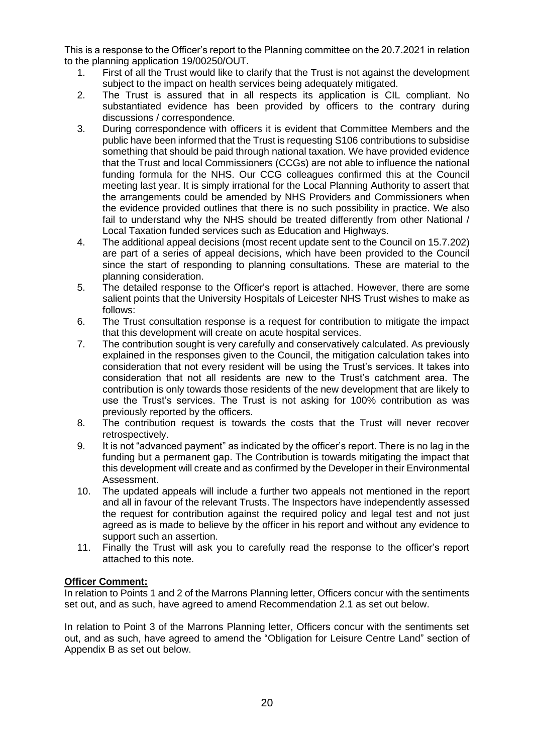This is a response to the Officer's report to the Planning committee on the 20.7.2021 in relation to the planning application 19/00250/OUT.

1. First of all the Trust would like to clarify that the Trust is not against the development subject to the impact on health services being adequately mitigated.
2. The Trust is assured that in all respects its application is CIL compliant. No substantiated evidence has been provided by officers to the contrary during discussions / correspondence.
3. During correspondence with officers it is evident that Committee Members and the public have been informed that the Trust is requesting S106 contributions to subsidise something that should be paid through national taxation. We have provided evidence that the Trust and local Commissioners (CCGs) are not able to influence the national funding formula for the NHS. Our CCG colleagues confirmed this at the Council meeting last year. It is simply irrational for the Local Planning Authority to assert that the arrangements could be amended by NHS Providers and Commissioners when the evidence provided outlines that there is no such possibility in practice. We also fail to understand why the NHS should be treated differently from other National / Local Taxation funded services such as Education and Highways.
4. The additional appeal decisions (most recent update sent to the Council on 15.7.202) are part of a series of appeal decisions, which have been provided to the Council since the start of responding to planning consultations. These are material to the planning consideration.
5. The detailed response to the Officer's report is attached. However, there are some salient points that the University Hospitals of Leicester NHS Trust wishes to make as follows:
6. The Trust consultation response is a request for contribution to mitigate the impact that this development will create on acute hospital services.
7. The contribution sought is very carefully and conservatively calculated. As previously explained in the responses given to the Council, the mitigation calculation takes into consideration that not every resident will be using the Trust's services. It takes into consideration that not all residents are new to the Trust's catchment area. The contribution is only towards those residents of the new development that are likely to use the Trust's services. The Trust is not asking for 100% contribution as was previously reported by the officers.
8. The contribution request is towards the costs that the Trust will never recover retrospectively.
9. It is not "advanced payment" as indicated by the officer's report. There is no lag in the funding but a permanent gap. The Contribution is towards mitigating the impact that this development will create and as confirmed by the Developer in their Environmental Assessment.
10. The updated appeals will include a further two appeals not mentioned in the report and all in favour of the relevant Trusts. The Inspectors have independently assessed the request for contribution against the required policy and legal test and not just agreed as is made to believe by the officer in his report and without any evidence to support such an assertion.
11. Finally the Trust will ask you to carefully read the response to the officer's report attached to this note.

**Officer Comment:**

In relation to Points 1 and 2 of the Marrons Planning letter, Officers concur with the sentiments set out, and as such, have agreed to amend Recommendation 2.1 as set out below.

In relation to Point 3 of the Marrons Planning letter, Officers concur with the sentiments set out, and as such, have agreed to amend the "Obligation for Leisure Centre Land" section of Appendix B as set out below.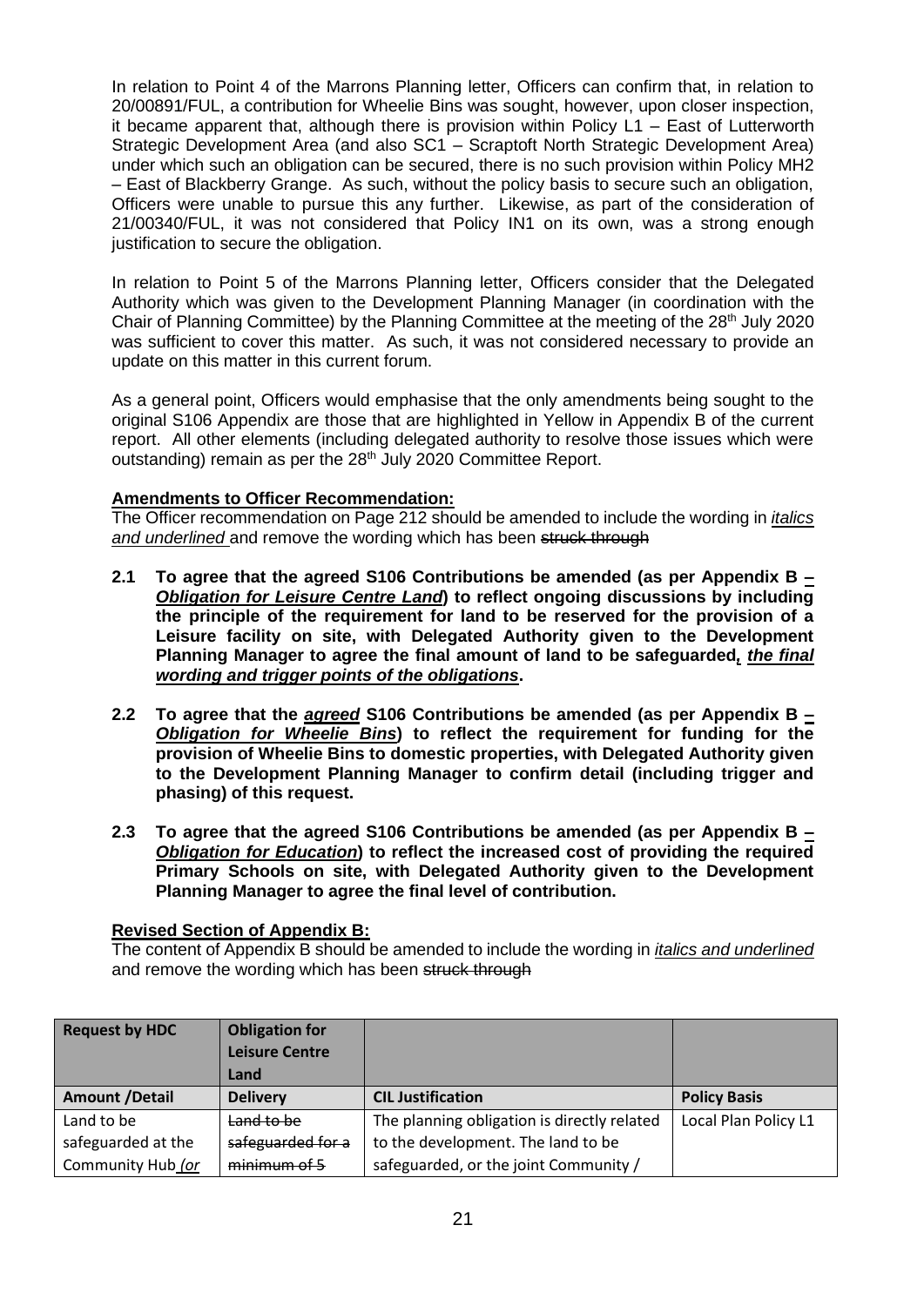In relation to Point 4 of the Marrons Planning letter, Officers can confirm that, in relation to 20/00891/FUL, a contribution for Wheelie Bins was sought, however, upon closer inspection, it became apparent that, although there is provision within Policy L1 – East of Lutterworth Strategic Development Area (and also SC1 – Scraptoft North Strategic Development Area) under which such an obligation can be secured, there is no such provision within Policy MH2 – East of Blackberry Grange. As such, without the policy basis to secure such an obligation, Officers were unable to pursue this any further. Likewise, as part of the consideration of 21/00340/FUL, it was not considered that Policy IN1 on its own, was a strong enough justification to secure the obligation.

In relation to Point 5 of the Marrons Planning letter, Officers consider that the Delegated Authority which was given to the Development Planning Manager (in coordination with the Chair of Planning Committee) by the Planning Committee at the meeting of the 28th July 2020 was sufficient to cover this matter. As such, it was not considered necessary to provide an update on this matter in this current forum.

As a general point, Officers would emphasise that the only amendments being sought to the original S106 Appendix are those that are highlighted in Yellow in Appendix B of the current report. All other elements (including delegated authority to resolve those issues which were outstanding) remain as per the 28th July 2020 Committee Report.

**Amendments to Officer Recommendation:**

The Officer recommendation on Page 212 should be amended to include the wording in *italics and underlined* and remove the wording which has been ~~struck through~~

**2.1 To agree that the agreed S106 Contributions be amended (as per Appendix B – *Obligation for Leisure Centre Land*) to reflect ongoing discussions by including the principle of the requirement for land to be reserved for the provision of a Leisure facility on site, with Delegated Authority given to the Development Planning Manager to agree the final amount of land to be safeguarded*, the final wording and trigger points of the obligations*.**

**2.2 To agree that the *agreed* S106 Contributions be amended (as per Appendix B – *Obligation for Wheelie Bins*) to reflect the requirement for funding for the provision of Wheelie Bins to domestic properties, with Delegated Authority given to the Development Planning Manager to confirm detail (including trigger and phasing) of this request.**

**2.3 To agree that the agreed S106 Contributions be amended (as per Appendix B – *Obligation for Education*) to reflect the increased cost of providing the required Primary Schools on site, with Delegated Authority given to the Development Planning Manager to agree the final level of contribution.**

**Revised Section of Appendix B:**

The content of Appendix B should be amended to include the wording in *italics and underlined* and remove the wording which has been ~~struck through~~

| Request by HDC | Obligation for Leisure Centre Land | | |
|---|---|---|---|
| **Amount /Detail** | **Delivery** | **CIL Justification** | **Policy Basis** |
| Land to be safeguarded at the Community Hub *(or* | ~~Land to be safeguarded for a minimum of 5~~ | The planning obligation is directly related to the development. The land to be safeguarded, or the joint Community / | Local Plan Policy L1 |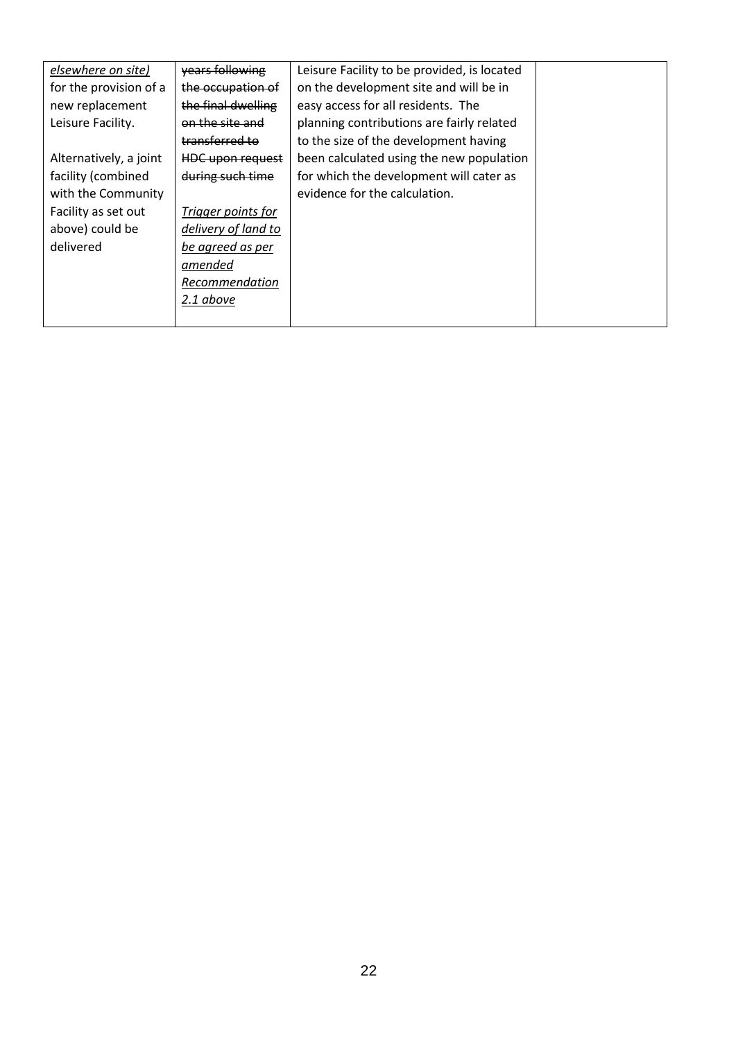| | | | |
|---|---|---|---|
| *elsewhere on site)* for the provision of a new replacement Leisure Facility.<br><br>Alternatively, a joint facility (combined with the Community Facility as set out above) could be delivered | ~~years following the occupation of the final dwelling on the site and transferred to HDC upon request during such time~~<br><br>*Trigger points for delivery of land to be agreed as per amended Recommendation 2.1 above* | Leisure Facility to be provided, is located on the development site and will be in easy access for all residents. The planning contributions are fairly related to the size of the development having been calculated using the new population for which the development will cater as evidence for the calculation. | |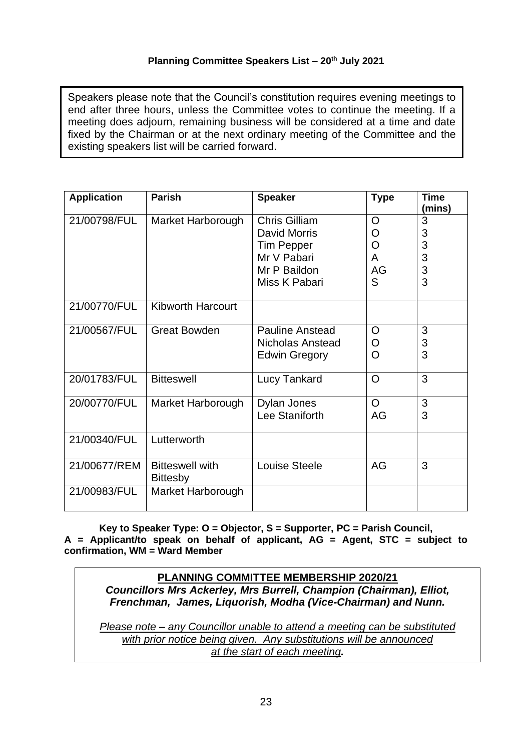**Planning Committee Speakers List – 20th July 2021**

Speakers please note that the Council's constitution requires evening meetings to end after three hours, unless the Committee votes to continue the meeting. If a meeting does adjourn, remaining business will be considered at a time and date fixed by the Chairman or at the next ordinary meeting of the Committee and the existing speakers list will be carried forward.

| Application | Parish | Speaker | Type | Time (mins) |
|---|---|---|---|---|
| 21/00798/FUL | Market Harborough | Chris Gilliam<br>David Morris<br>Tim Pepper<br>Mr V Pabari<br>Mr P Baildon<br>Miss K Pabari | O<br>O<br>O<br>A<br>AG<br>S | 3<br>3<br>3<br>3<br>3<br>3 |
| 21/00770/FUL | Kibworth Harcourt | | | |
| 21/00567/FUL | Great Bowden | Pauline Anstead<br>Nicholas Anstead<br>Edwin Gregory | O<br>O<br>O | 3<br>3<br>3 |
| 20/01783/FUL | Bitteswell | Lucy Tankard | O | 3 |
| 20/00770/FUL | Market Harborough | Dylan Jones<br>Lee Staniforth | O<br>AG | 3<br>3 |
| 21/00340/FUL | Lutterworth | | | |
| 21/00677/REM | Bitteswell with Bittesby | Louise Steele | AG | 3 |
| 21/00983/FUL | Market Harborough | | | |

**Key to Speaker Type: O = Objector, S = Supporter, PC = Parish Council, A = Applicant/to speak on behalf of applicant, AG = Agent, STC = subject to confirmation, WM = Ward Member**

**PLANNING COMMITTEE MEMBERSHIP 2020/21**

***Councillors Mrs Ackerley, Mrs Burrell, Champion (Chairman), Elliot, Frenchman, James, Liquorish, Modha (Vice-Chairman) and Nunn.***

*Please note – any Councillor unable to attend a meeting can be substituted with prior notice being given. Any substitutions will be announced at the start of each meeting.*